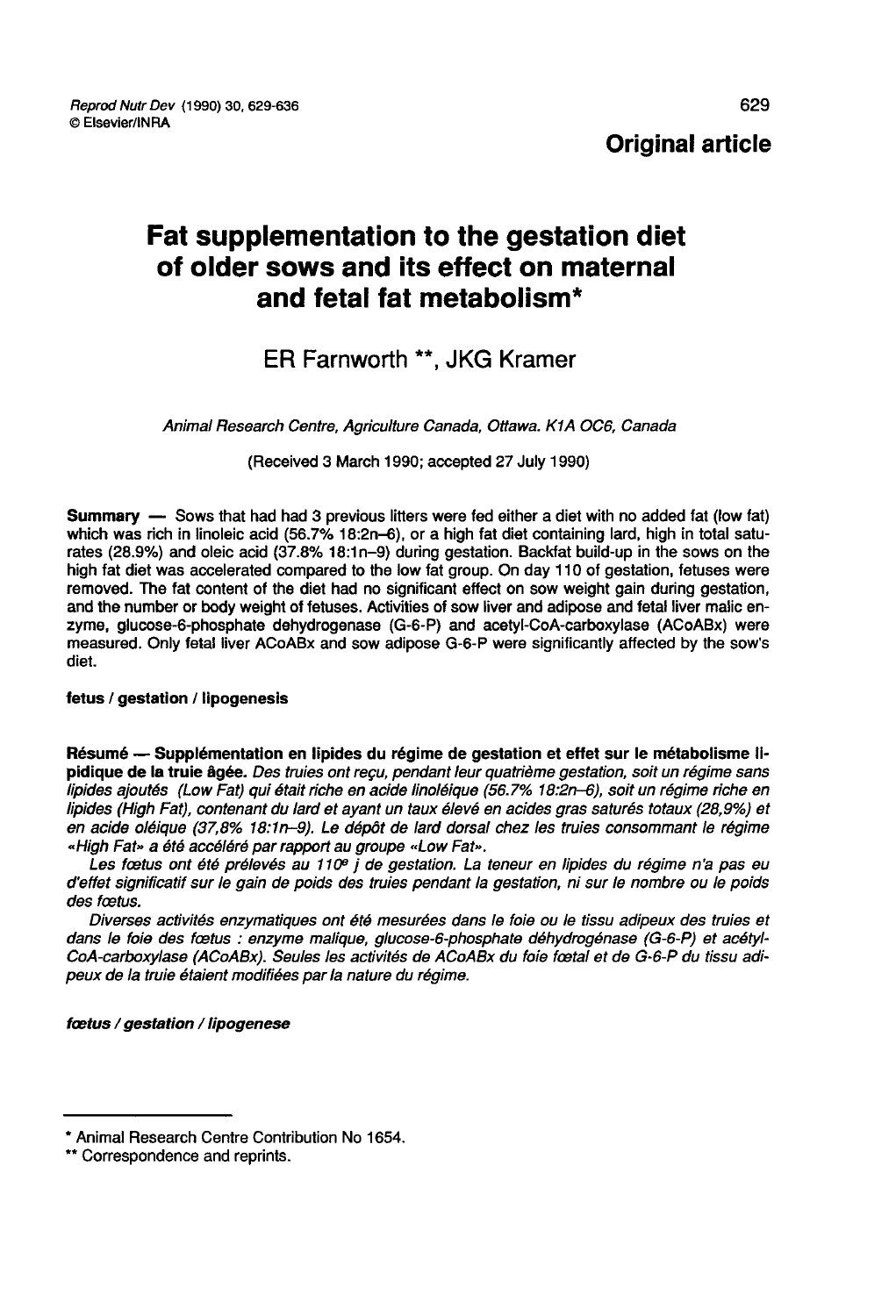**Original article**

# Fat supplementation to the gestation diet of older sows and its effect on maternal and fetal fat metabolism*

ER Farnworth **, JKG Kramer

*Animal Research Centre, Agriculture Canada, Ottawa. K1A OC6, Canada*

(Received 3 March 1990; accepted 27 July 1990)

**Summary** — Sows that had had 3 previous litters were fed either a diet with no added fat (low fat) which was rich in linoleic acid (56.7% 18:2n–6), or a high fat diet containing lard, high in total saturates (28.9%) and oleic acid (37.8% 18:1n–9) during gestation. Backfat build-up in the sows on the high fat diet was accelerated compared to the low fat group. On day 110 of gestation, fetuses were removed. The fat content of the diet had no significant effect on sow weight gain during gestation, and the number or body weight of fetuses. Activities of sow liver and adipose and fetal liver malic enzyme, glucose-6-phosphate dehydrogenase (G-6-P) and acetyl-CoA-carboxylase (ACoABx) were measured. Only fetal liver ACoABx and sow adipose G-6-P were significantly affected by the sow's diet.

**fetus / gestation / lipogenesis**

**Résumé — Supplémentation en lipides du régime de gestation et effet sur le métabolisme lipidique de la truie âgée.** *Des truies ont reçu, pendant leur quatrième gestation, soit un régime sans lipides ajoutés (Low Fat) qui était riche en acide linoléique (56.7% 18:2n–6), soit un régime riche en lipides (High Fat), contenant du lard et ayant un taux élevé en acides gras saturés totaux (28,9%) et en acide oléique (37,8% 18:1n–9). Le dépôt de lard dorsal chez les truies consommant le régime «High Fat» a été accéléré par rapport au groupe «Low Fat».*

*Les fœtus ont été prélevés au 110e j de gestation. La teneur en lipides du régime n'a pas eu d'effet significatif sur le gain de poids des truies pendant la gestation, ni sur le nombre ou le poids des fœtus.*

*Diverses activités enzymatiques ont été mesurées dans le foie ou le tissu adipeux des truies et dans le foie des fœtus : enzyme malique, glucose-6-phosphate déhydrogénase (G-6-P) et acétyl-CoA-carboxylase (ACoABx). Seules les activités de ACoABx du foie fœtal et de G-6-P du tissu adipeux de la truie étaient modifiées par la nature du régime.*

***fœtus / gestation / lipogenese***

---

\* Animal Research Centre Contribution No 1654.

\*\* Correspondence and reprints.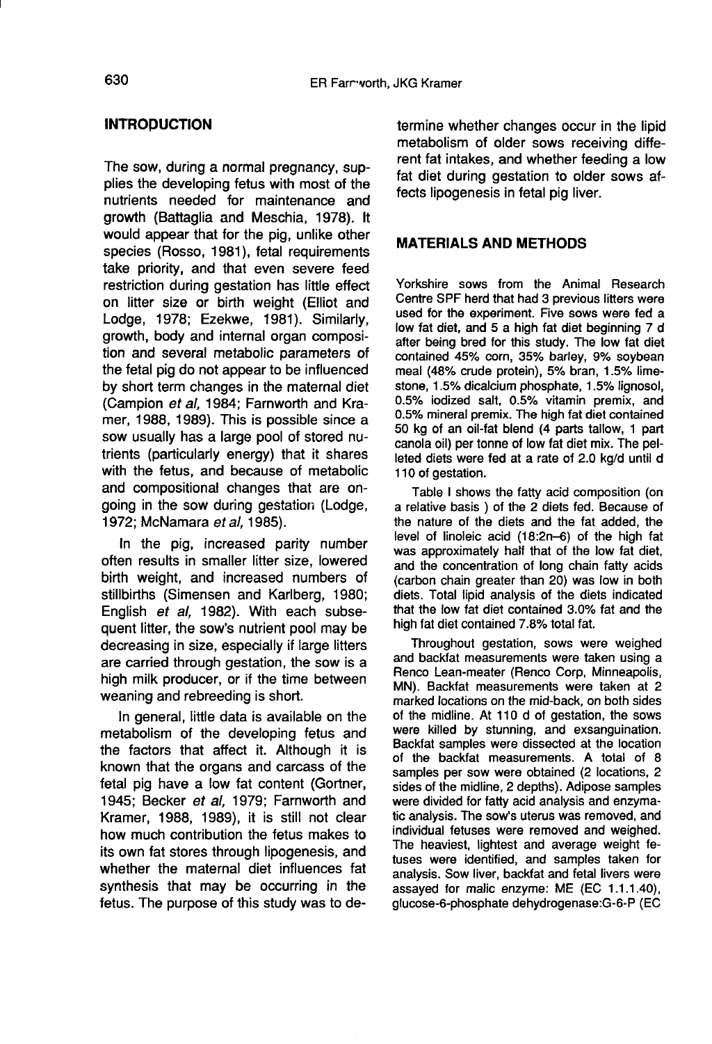## INTRODUCTION

The sow, during a normal pregnancy, supplies the developing fetus with most of the nutrients needed for maintenance and growth (Battaglia and Meschia, 1978). It would appear that for the pig, unlike other species (Rosso, 1981), fetal requirements take priority, and that even severe feed restriction during gestation has little effect on litter size or birth weight (Elliot and Lodge, 1978; Ezekwe, 1981). Similarly, growth, body and internal organ composition and several metabolic parameters of the fetal pig do not appear to be influenced by short term changes in the maternal diet (Campion *et al*, 1984; Farnworth and Kramer, 1988, 1989). This is possible since a sow usually has a large pool of stored nutrients (particularly energy) that it shares with the fetus, and because of metabolic and compositional changes that are ongoing in the sow during gestation (Lodge, 1972; McNamara *et al*, 1985).

In the pig, increased parity number often results in smaller litter size, lowered birth weight, and increased numbers of stillbirths (Simensen and Karlberg, 1980; English *et al*, 1982). With each subsequent litter, the sow's nutrient pool may be decreasing in size, especially if large litters are carried through gestation, the sow is a high milk producer, or if the time between weaning and rebreeding is short.

In general, little data is available on the metabolism of the developing fetus and the factors that affect it. Although it is known that the organs and carcass of the fetal pig have a low fat content (Gortner, 1945; Becker *et al*, 1979; Farnworth and Kramer, 1988, 1989), it is still not clear how much contribution the fetus makes to its own fat stores through lipogenesis, and whether the maternal diet influences fat synthesis that may be occurring in the fetus. The purpose of this study was to determine whether changes occur in the lipid metabolism of older sows receiving different fat intakes, and whether feeding a low fat diet during gestation to older sows affects lipogenesis in fetal pig liver.

## MATERIALS AND METHODS

Yorkshire sows from the Animal Research Centre SPF herd that had 3 previous litters were used for the experiment. Five sows were fed a low fat diet, and 5 a high fat diet beginning 7 d after being bred for this study. The low fat diet contained 45% corn, 35% barley, 9% soybean meal (48% crude protein), 5% bran, 1.5% limestone, 1.5% dicalcium phosphate, 1.5% lignosol, 0.5% iodized salt, 0.5% vitamin premix, and 0.5% mineral premix. The high fat diet contained 50 kg of an oil-fat blend (4 parts tallow, 1 part canola oil) per tonne of low fat diet mix. The pelleted diets were fed at a rate of 2.0 kg/d until d 110 of gestation.

Table I shows the fatty acid composition (on a relative basis ) of the 2 diets fed. Because of the nature of the diets and the fat added, the level of linoleic acid (18:2n–6) of the high fat was approximately half that of the low fat diet, and the concentration of long chain fatty acids (carbon chain greater than 20) was low in both diets. Total lipid analysis of the diets indicated that the low fat diet contained 3.0% fat and the high fat diet contained 7.8% total fat.

Throughout gestation, sows were weighed and backfat measurements were taken using a Renco Lean-meater (Renco Corp, Minneapolis, MN). Backfat measurements were taken at 2 marked locations on the mid-back, on both sides of the midline. At 110 d of gestation, the sows were killed by stunning, and exsanguination. Backfat samples were dissected at the location of the backfat measurements. A total of 8 samples per sow were obtained (2 locations, 2 sides of the midline, 2 depths). Adipose samples were divided for fatty acid analysis and enzymatic analysis. The sow's uterus was removed, and individual fetuses were removed and weighed. The heaviest, lightest and average weight fetuses were identified, and samples taken for analysis. Sow liver, backfat and fetal livers were assayed for malic enzyme: ME (EC 1.1.1.40), glucose-6-phosphate dehydrogenase:G-6-P (EC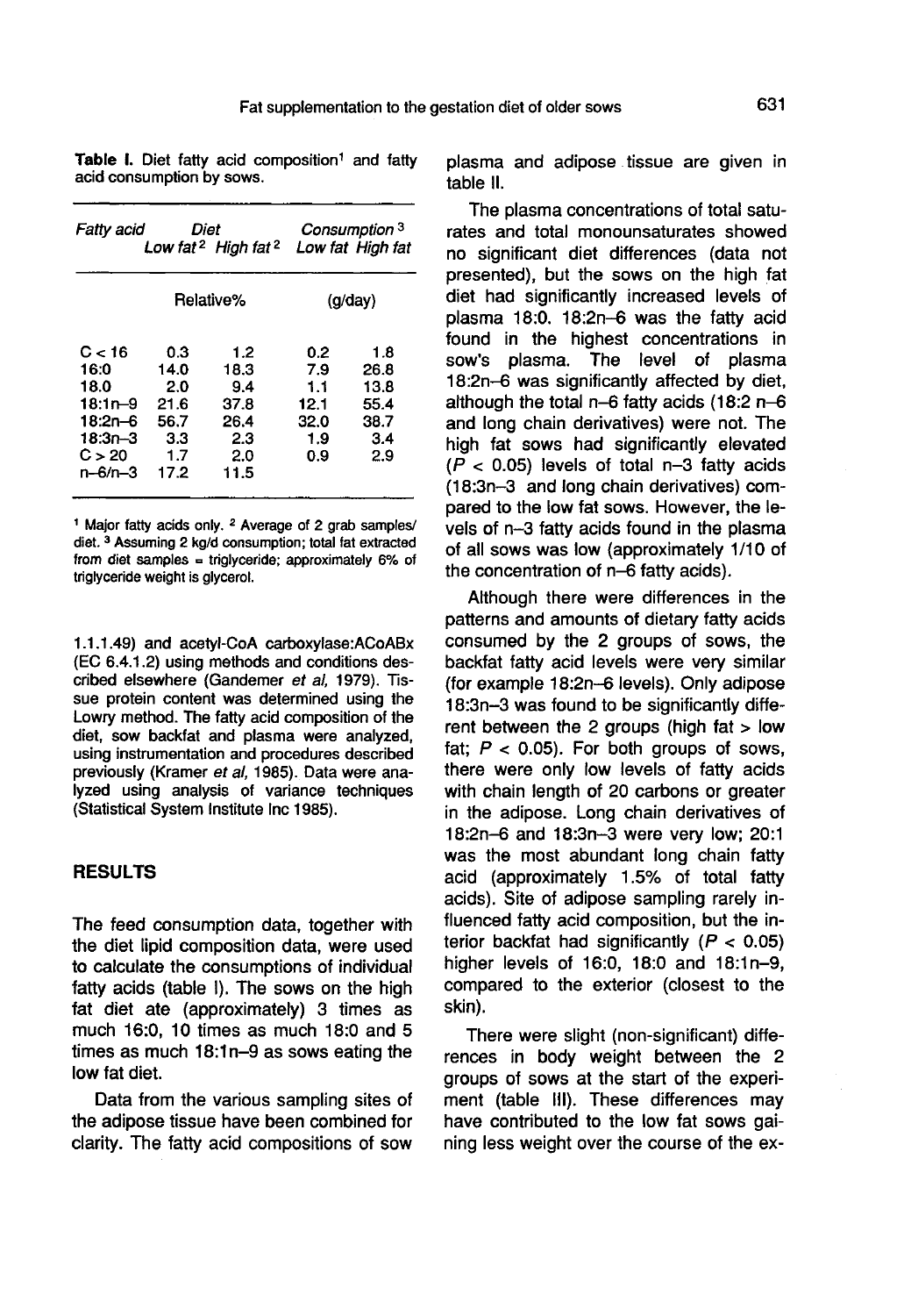**Table I.** Diet fatty acid composition[1] and fatty acid consumption by sows.

| Fatty acid | Diet | | Consumption [3] | |
|---|---|---|---|---|
| | Low fat [2] | High fat [2] | Low fat | High fat |
| | Relative% | | (g/day) | |
| C < 16 | 0.3 | 1.2 | 0.2 | 1.8 |
| 16:0 | 14.0 | 18.3 | 7.9 | 26.8 |
| 18.0 | 2.0 | 9.4 | 1.1 | 13.8 |
| 18:1n–9 | 21.6 | 37.8 | 12.1 | 55.4 |
| 18:2n–6 | 56.7 | 26.4 | 32.0 | 38.7 |
| 18:3n–3 | 3.3 | 2.3 | 1.9 | 3.4 |
| C > 20 | 1.7 | 2.0 | 0.9 | 2.9 |
| n–6/n–3 | 17.2 | 11.5 | | |

[1] Major fatty acids only. [2] Average of 2 grab samples/diet. [3] Assuming 2 kg/d consumption; total fat extracted from diet samples = triglyceride; approximately 6% of triglyceride weight is glycerol.

1.1.1.49) and acetyl-CoA carboxylase:ACoABx (EC 6.4.1.2) using methods and conditions described elsewhere (Gandemer *et al*, 1979). Tissue protein content was determined using the Lowry method. The fatty acid composition of the diet, sow backfat and plasma were analyzed, using instrumentation and procedures described previously (Kramer *et al*, 1985). Data were analyzed using analysis of variance techniques (Statistical System Institute Inc 1985).

## RESULTS

The feed consumption data, together with the diet lipid composition data, were used to calculate the consumptions of individual fatty acids (table I). The sows on the high fat diet ate (approximately) 3 times as much 16:0, 10 times as much 18:0 and 5 times as much 18:1n–9 as sows eating the low fat diet.

Data from the various sampling sites of the adipose tissue have been combined for clarity. The fatty acid compositions of sow plasma and adipose tissue are given in table II.

The plasma concentrations of total saturates and total monounsaturates showed no significant diet differences (data not presented), but the sows on the high fat diet had significantly increased levels of plasma 18:0. 18:2n–6 was the fatty acid found in the highest concentrations in sow's plasma. The level of plasma 18:2n–6 was significantly affected by diet, although the total n–6 fatty acids (18:2 n–6 and long chain derivatives) were not. The high fat sows had significantly elevated ($P < 0.05$) levels of total n–3 fatty acids (18:3n–3 and long chain derivatives) compared to the low fat sows. However, the levels of n–3 fatty acids found in the plasma of all sows was low (approximately 1/10 of the concentration of n–6 fatty acids).

Although there were differences in the patterns and amounts of dietary fatty acids consumed by the 2 groups of sows, the backfat fatty acid levels were very similar (for example 18:2n–6 levels). Only adipose 18:3n–3 was found to be significantly different between the 2 groups (high fat > low fat; $P < 0.05$). For both groups of sows, there were only low levels of fatty acids with chain length of 20 carbons or greater in the adipose. Long chain derivatives of 18:2n–6 and 18:3n–3 were very low; 20:1 was the most abundant long chain fatty acid (approximately 1.5% of total fatty acids). Site of adipose sampling rarely influenced fatty acid composition, but the interior backfat had significantly ($P < 0.05$) higher levels of 16:0, 18:0 and 18:1n–9, compared to the exterior (closest to the skin).

There were slight (non-significant) differences in body weight between the 2 groups of sows at the start of the experiment (table III). These differences may have contributed to the low fat sows gaining less weight over the course of the ex-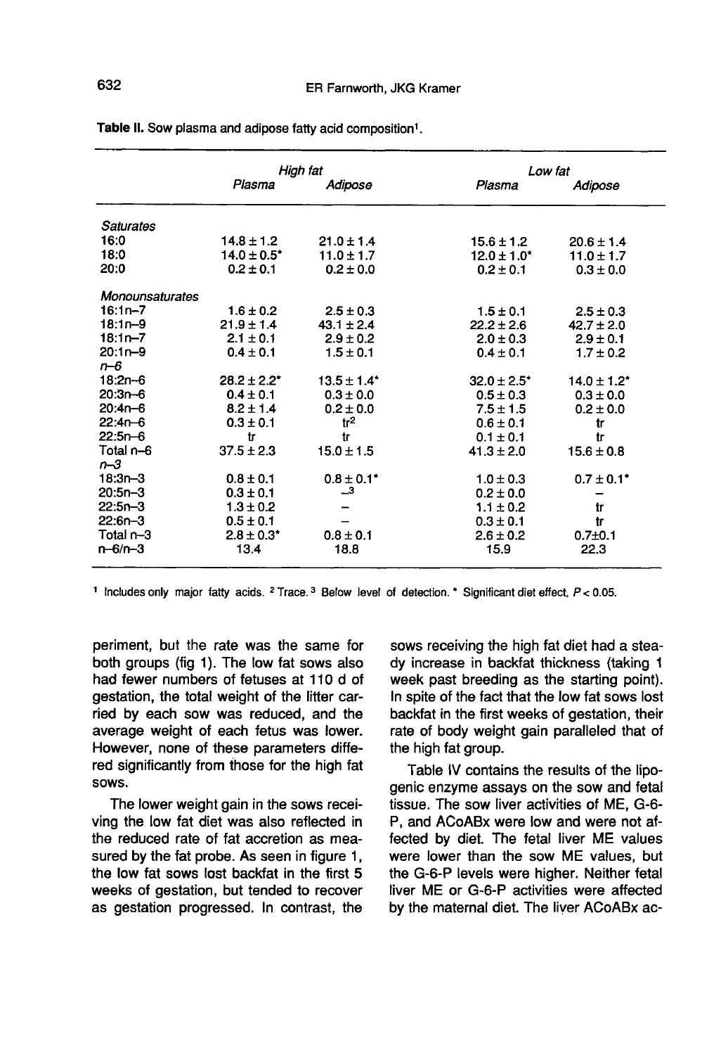Table II. Sow plasma and adipose fatty acid composition[1].

| | High fat | | Low fat | |
|---|---|---|---|---|
| | Plasma | Adipose | Plasma | Adipose |
| *Saturates* | | | | |
| 16:0 | 14.8 ± 1.2 | 21.0 ± 1.4 | 15.6 ± 1.2 | 20.6 ± 1.4 |
| 18:0 | 14.0 ± 0.5* | 11.0 ± 1.7 | 12.0 ± 1.0* | 11.0 ± 1.7 |
| 20:0 | 0.2 ± 0.1 | 0.2 ± 0.0 | 0.2 ± 0.1 | 0.3 ± 0.0 |
| *Monounsaturates* | | | | |
| 16:1n–7 | 1.6 ± 0.2 | 2.5 ± 0.3 | 1.5 ± 0.1 | 2.5 ± 0.3 |
| 18:1n–9 | 21.9 ± 1.4 | 43.1 ± 2.4 | 22.2 ± 2.6 | 42.7 ± 2.0 |
| 18:1n–7 | 2.1 ± 0.1 | 2.9 ± 0.2 | 2.0 ± 0.3 | 2.9 ± 0.1 |
| 20:1n–9 | 0.4 ± 0.1 | 1.5 ± 0.1 | 0.4 ± 0.1 | 1.7 ± 0.2 |
| *n–6* | | | | |
| 18:2n–6 | 28.2 ± 2.2* | 13.5 ± 1.4* | 32.0 ± 2.5* | 14.0 ± 1.2* |
| 20:3n–6 | 0.4 ± 0.1 | 0.3 ± 0.0 | 0.5 ± 0.3 | 0.3 ± 0.0 |
| 20:4n–6 | 8.2 ± 1.4 | 0.2 ± 0.0 | 7.5 ± 1.5 | 0.2 ± 0.0 |
| 22:4n–6 | 0.3 ± 0.1 | tr[2] | 0.6 ± 0.1 | tr |
| 22:5n–6 | tr | tr | 0.1 ± 0.1 | tr |
| Total n–6 | 37.5 ± 2.3 | 15.0 ± 1.5 | 41.3 ± 2.0 | 15.6 ± 0.8 |
| *n–3* | | | | |
| 18:3n–3 | 0.8 ± 0.1 | 0.8 ± 0.1* | 1.0 ± 0.3 | 0.7 ± 0.1* |
| 20:5n–3 | 0.3 ± 0.1 | –[3] | 0.2 ± 0.0 | – |
| 22:5n–3 | 1.3 ± 0.2 | – | 1.1 ± 0.2 | tr |
| 22:6n–3 | 0.5 ± 0.1 | – | 0.3 ± 0.1 | tr |
| Total n–3 | 2.8 ± 0.3* | 0.8 ± 0.1 | 2.6 ± 0.2 | 0.7±0.1 |
| n–6/n–3 | 13.4 | 18.8 | 15.9 | 22.3 |

[1] Includes only major fatty acids. [2] Trace. [3] Below level of detection. * Significant diet effect, $P < 0.05$.

periment, but the rate was the same for both groups (fig 1). The low fat sows also had fewer numbers of fetuses at 110 d of gestation, the total weight of the litter carried by each sow was reduced, and the average weight of each fetus was lower. However, none of these parameters differed significantly from those for the high fat sows.

The lower weight gain in the sows receiving the low fat diet was also reflected in the reduced rate of fat accretion as measured by the fat probe. As seen in figure 1, the low fat sows lost backfat in the first 5 weeks of gestation, but tended to recover as gestation progressed. In contrast, the sows receiving the high fat diet had a steady increase in backfat thickness (taking 1 week past breeding as the starting point). In spite of the fact that the low fat sows lost backfat in the first weeks of gestation, their rate of body weight gain paralleled that of the high fat group.

Table IV contains the results of the lipogenic enzyme assays on the sow and fetal tissue. The sow liver activities of ME, G-6-P, and ACoABx were low and were not affected by diet. The fetal liver ME values were lower than the sow ME values, but the G-6-P levels were higher. Neither fetal liver ME or G-6-P activities were affected by the maternal diet. The liver ACoABx ac-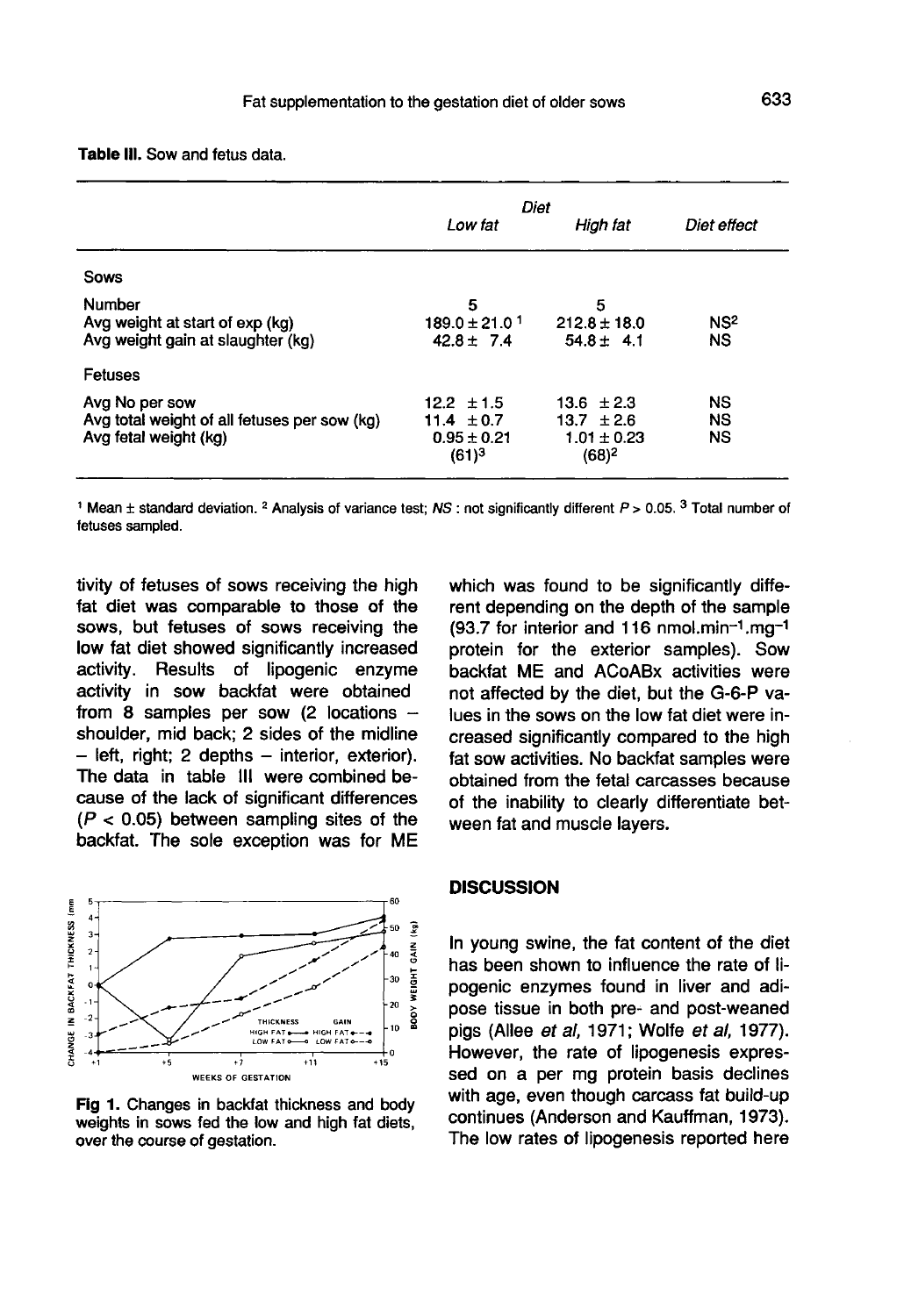**Table III.** Sow and fetus data.

| | *Diet* | | |
|---|---|---|---|
| | *Low fat* | *High fat* | *Diet effect* |
| Sows | | | |
| Number | 5 | 5 | |
| Avg weight at start of exp (kg) | 189.0 ± 21.0 [1] | 212.8 ± 18.0 | NS[2] |
| Avg weight gain at slaughter (kg) | 42.8 ± 7.4 | 54.8 ± 4.1 | NS |
| Fetuses | | | |
| Avg No per sow | 12.2 ± 1.5 | 13.6 ± 2.3 | NS |
| Avg total weight of all fetuses per sow (kg) | 11.4 ± 0.7 | 13.7 ± 2.6 | NS |
| Avg fetal weight (kg) | 0.95 ± 0.21 (61)[3] | 1.01 ± 0.23 (68)[2] | NS |

[1] Mean ± standard deviation. [2] Analysis of variance test; *NS* : not significantly different $P > 0.05$. [3] Total number of fetuses sampled.

tivity of fetuses of sows receiving the high fat diet was comparable to those of the sows, but fetuses of sows receiving the low fat diet showed significantly increased activity. Results of lipogenic enzyme activity in sow backfat were obtained from 8 samples per sow (2 locations – shoulder, mid back; 2 sides of the midline – left, right; 2 depths – interior, exterior). The data in table III were combined because of the lack of significant differences ($P < 0.05$) between sampling sites of the backfat. The sole exception was for ME which was found to be significantly different depending on the depth of the sample (93.7 for interior and 116 nmol.min$^{-1}$.mg$^{-1}$ protein for the exterior samples). Sow backfat ME and ACoABx activities were not affected by the diet, but the G-6-P values in the sows on the low fat diet were increased significantly compared to the high fat sow activities. No backfat samples were obtained from the fetal carcasses because of the inability to clearly differentiate between fat and muscle layers.

**Fig 1.** Changes in backfat thickness and body weights in sows fed the low and high fat diets, over the course of gestation.

## DISCUSSION

In young swine, the fat content of the diet has been shown to influence the rate of lipogenic enzymes found in liver and adipose tissue in both pre- and post-weaned pigs (Allee *et al*, 1971; Wolfe *et al*, 1977). However, the rate of lipogenesis expressed on a per mg protein basis declines with age, even though carcass fat build-up continues (Anderson and Kauffman, 1973). The low rates of lipogenesis reported here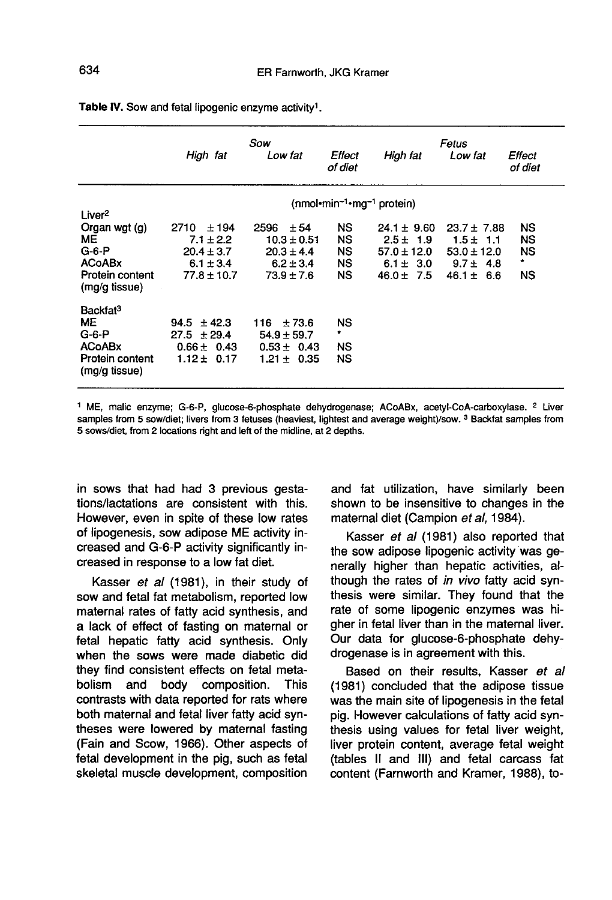**Table IV.** Sow and fetal lipogenic enzyme activity[1].

| | Sow | | | Fetus | | |
|---|---|---|---|---|---|---|
| | High fat | Low fat | Effect of diet | High fat | Low fat | Effect of diet |
| | (nmol•min[−1]•mg[−1] protein) | | | | | |
| Liver[2] | | | | | | |
| Organ wgt (g) | 2710 ± 194 | 2596 ± 54 | NS | 24.1 ± 9.60 | 23.7 ± 7.88 | NS |
| ME | 7.1 ± 2.2 | 10.3 ± 0.51 | NS | 2.5 ± 1.9 | 1.5 ± 1.1 | NS |
| G-6-P | 20.4 ± 3.7 | 20.3 ± 4.4 | NS | 57.0 ± 12.0 | 53.0 ± 12.0 | NS |
| ACoABx | 6.1 ± 3.4 | 6.2 ± 3.4 | NS | 6.1 ± 3.0 | 9.7 ± 4.8 | * |
| Protein content (mg/g tissue) | 77.8 ± 10.7 | 73.9 ± 7.6 | NS | 46.0 ± 7.5 | 46.1 ± 6.6 | NS |
| Backfat[3] | | | | | | |
| ME | 94.5 ± 42.3 | 116 ± 73.6 | NS | | | |
| G-6-P | 27.5 ± 29.4 | 54.9 ± 59.7 | * | | | |
| ACoABx | 0.66 ± 0.43 | 0.53 ± 0.43 | NS | | | |
| Protein content (mg/g tissue) | 1.12 ± 0.17 | 1.21 ± 0.35 | NS | | | |

[1] ME, malic enzyme; G-6-P, glucose-6-phosphate dehydrogenase; ACoABx, acetyl-CoA-carboxylase. [2] Liver samples from 5 sow/diet; livers from 3 fetuses (heaviest, lightest and average weight)/sow. [3] Backfat samples from 5 sows/diet, from 2 locations right and left of the midline, at 2 depths.

in sows that had had 3 previous gestations/lactations are consistent with this. However, even in spite of these low rates of lipogenesis, sow adipose ME activity increased and G-6-P activity significantly increased in response to a low fat diet.

Kasser *et al* (1981), in their study of sow and fetal fat metabolism, reported low maternal rates of fatty acid synthesis, and a lack of effect of fasting on maternal or fetal hepatic fatty acid synthesis. Only when the sows were made diabetic did they find consistent effects on fetal metabolism and body composition. This contrasts with data reported for rats where both maternal and fetal liver fatty acid syntheses were lowered by maternal fasting (Fain and Scow, 1966). Other aspects of fetal development in the pig, such as fetal skeletal muscle development, composition and fat utilization, have similarly been shown to be insensitive to changes in the maternal diet (Campion *et al*, 1984).

Kasser *et al* (1981) also reported that the sow adipose lipogenic activity was generally higher than hepatic activities, although the rates of *in vivo* fatty acid synthesis were similar. They found that the rate of some lipogenic enzymes was higher in fetal liver than in the maternal liver. Our data for glucose-6-phosphate dehydrogenase is in agreement with this.

Based on their results, Kasser *et al* (1981) concluded that the adipose tissue was the main site of lipogenesis in the fetal pig. However calculations of fatty acid synthesis using values for fetal liver weight, liver protein content, average fetal weight (tables II and III) and fetal carcass fat content (Farnworth and Kramer, 1988), to-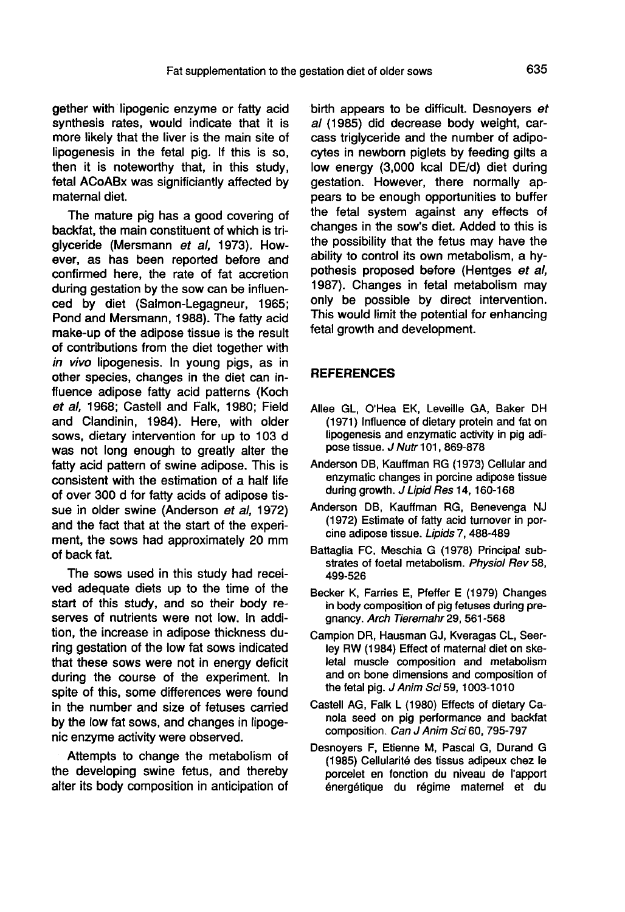gether with lipogenic enzyme or fatty acid synthesis rates, would indicate that it is more likely that the liver is the main site of lipogenesis in the fetal pig. If this is so, then it is noteworthy that, in this study, fetal ACoABx was significiantly affected by maternal diet.

The mature pig has a good covering of backfat, the main constituent of which is triglyceride (Mersmann *et al*, 1973). However, as has been reported before and confirmed here, the rate of fat accretion during gestation by the sow can be influenced by diet (Salmon-Legagneur, 1965; Pond and Mersmann, 1988). The fatty acid make-up of the adipose tissue is the result of contributions from the diet together with *in vivo* lipogenesis. In young pigs, as in other species, changes in the diet can influence adipose fatty acid patterns (Koch *et al*, 1968; Castell and Falk, 1980; Field and Clandinin, 1984). Here, with older sows, dietary intervention for up to 103 d was not long enough to greatly alter the fatty acid pattern of swine adipose. This is consistent with the estimation of a half life of over 300 d for fatty acids of adipose tissue in older swine (Anderson *et al*, 1972) and the fact that at the start of the experiment, the sows had approximately 20 mm of back fat.

The sows used in this study had received adequate diets up to the time of the start of this study, and so their body reserves of nutrients were not low. In addition, the increase in adipose thickness during gestation of the low fat sows indicated that these sows were not in energy deficit during the course of the experiment. In spite of this, some differences were found in the number and size of fetuses carried by the low fat sows, and changes in lipogenic enzyme activity were observed.

Attempts to change the metabolism of the developing swine fetus, and thereby alter its body composition in anticipation of birth appears to be difficult. Desnoyers *et al* (1985) did decrease body weight, carcass triglyceride and the number of adipocytes in newborn piglets by feeding gilts a low energy (3,000 kcal DE/d) diet during gestation. However, there normally appears to be enough opportunities to buffer the fetal system against any effects of changes in the sow's diet. Added to this is the possibility that the fetus may have the ability to control its own metabolism, a hypothesis proposed before (Hentges *et al*, 1987). Changes in fetal metabolism may only be possible by direct intervention. This would limit the potential for enhancing fetal growth and development.

## REFERENCES

Allee GL, O'Hea EK, Leveille GA, Baker DH (1971) Influence of dietary protein and fat on lipogenesis and enzymatic activity in pig adipose tissue. *J Nutr* 101, 869-878

Anderson DB, Kauffman RG (1973) Cellular and enzymatic changes in porcine adipose tissue during growth. *J Lipid Res* 14, 160-168

Anderson DB, Kauffman RG, Benevenga NJ (1972) Estimate of fatty acid turnover in porcine adipose tissue. *Lipids* 7, 488-489

Battaglia FC, Meschia G (1978) Principal substrates of foetal metabolism. *Physiol Rev* 58, 499-526

Becker K, Farries E, Pfeffer E (1979) Changes in body composition of pig fetuses during pregnancy. *Arch Tierernahr* 29, 561-568

Campion DR, Hausman GJ, Kveragas CL, Seerley RW (1984) Effect of maternal diet on skeletal muscle composition and metabolism and on bone dimensions and composition of the fetal pig. *J Anim Sci* 59, 1003-1010

Castell AG, Falk L (1980) Effects of dietary Canola seed on pig performance and backfat composition. *Can J Anim Sci* 60, 795-797

Desnoyers F, Etienne M, Pascal G, Durand G (1985) Cellularité des tissus adipeux chez le porcelet en fonction du niveau de l'apport énergétique du régime maternel et du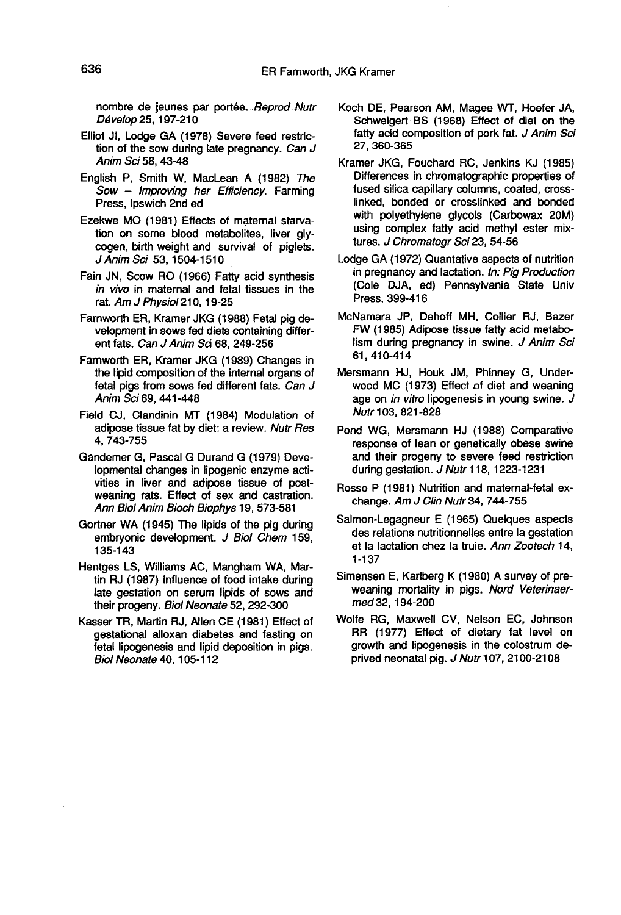nombre de jeunes par portée. *Reprod Nutr Dévelop* 25, 197-210

Elliot JI, Lodge GA (1978) Severe feed restriction of the sow during late pregnancy. *Can J Anim Sci* 58, 43-48

English P, Smith W, MacLean A (1982) *The Sow – Improving her Efficiency*. Farming Press, Ipswich 2nd ed

Ezekwe MO (1981) Effects of maternal starvation on some blood metabolites, liver glycogen, birth weight and survival of piglets. *J Anim Sci* 53, 1504-1510

Fain JN, Scow RO (1966) Fatty acid synthesis *in vivo* in maternal and fetal tissues in the rat. *Am J Physiol* 210, 19-25

Farnworth ER, Kramer JKG (1988) Fetal pig development in sows fed diets containing different fats. *Can J Anim Sci* 68, 249-256

Farnworth ER, Kramer JKG (1989) Changes in the lipid composition of the internal organs of fetal pigs from sows fed different fats. *Can J Anim Sci* 69, 441-448

Field CJ, Clandinin MT (1984) Modulation of adipose tissue fat by diet: a review. *Nutr Res* 4, 743-755

Gandemer G, Pascal G Durand G (1979) Developmental changes in lipogenic enzyme activities in liver and adipose tissue of post-weaning rats. Effect of sex and castration. *Ann Biol Anim Bioch Biophys* 19, 573-581

Gortner WA (1945) The lipids of the pig during embryonic development. *J Biol Chem* 159, 135-143

Hentges LS, Williams AC, Mangham WA, Martin RJ (1987) Influence of food intake during late gestation on serum lipids of sows and their progeny. *Biol Neonate* 52, 292-300

Kasser TR, Martin RJ, Allen CE (1981) Effect of gestational alloxan diabetes and fasting on fetal lipogenesis and lipid deposition in pigs. *Biol Neonate* 40, 105-112

Koch DE, Pearson AM, Magee WT, Hoefer JA, Schweigert BS (1968) Effect of diet on the fatty acid composition of pork fat. *J Anim Sci* 27, 360-365

Kramer JKG, Fouchard RC, Jenkins KJ (1985) Differences in chromatographic properties of fused silica capillary columns, coated, crosslinked, bonded or crosslinked and bonded with polyethylene glycols (Carbowax 20M) using complex fatty acid methyl ester mixtures. *J Chromatogr Sci* 23, 54-56

Lodge GA (1972) Quantative aspects of nutrition in pregnancy and lactation. *In: Pig Production* (Cole DJA, ed) Pennsylvania State Univ Press, 399-416

McNamara JP, Dehoff MH, Collier RJ, Bazer FW (1985) Adipose tissue fatty acid metabolism during pregnancy in swine. *J Anim Sci* 61, 410-414

Mersmann HJ, Houk JM, Phinney G, Underwood MC (1973) Effect of diet and weaning age on *in vitro* lipogenesis in young swine. *J Nutr* 103, 821-828

Pond WG, Mersmann HJ (1988) Comparative response of lean or genetically obese swine and their progeny to severe feed restriction during gestation. *J Nutr* 118, 1223-1231

Rosso P (1981) Nutrition and maternal-fetal exchange. *Am J Clin Nutr* 34, 744-755

Salmon-Legagneur E (1965) Quelques aspects des relations nutritionnelles entre la gestation et la lactation chez la truie. *Ann Zootech* 14, 1-137

Simensen E, Karlberg K (1980) A survey of preweaning mortality in pigs. *Nord Veterinaermed* 32, 194-200

Wolfe RG, Maxwell CV, Nelson EC, Johnson RR (1977) Effect of dietary fat level on growth and lipogenesis in the colostrum deprived neonatal pig. *J Nutr* 107, 2100-2108